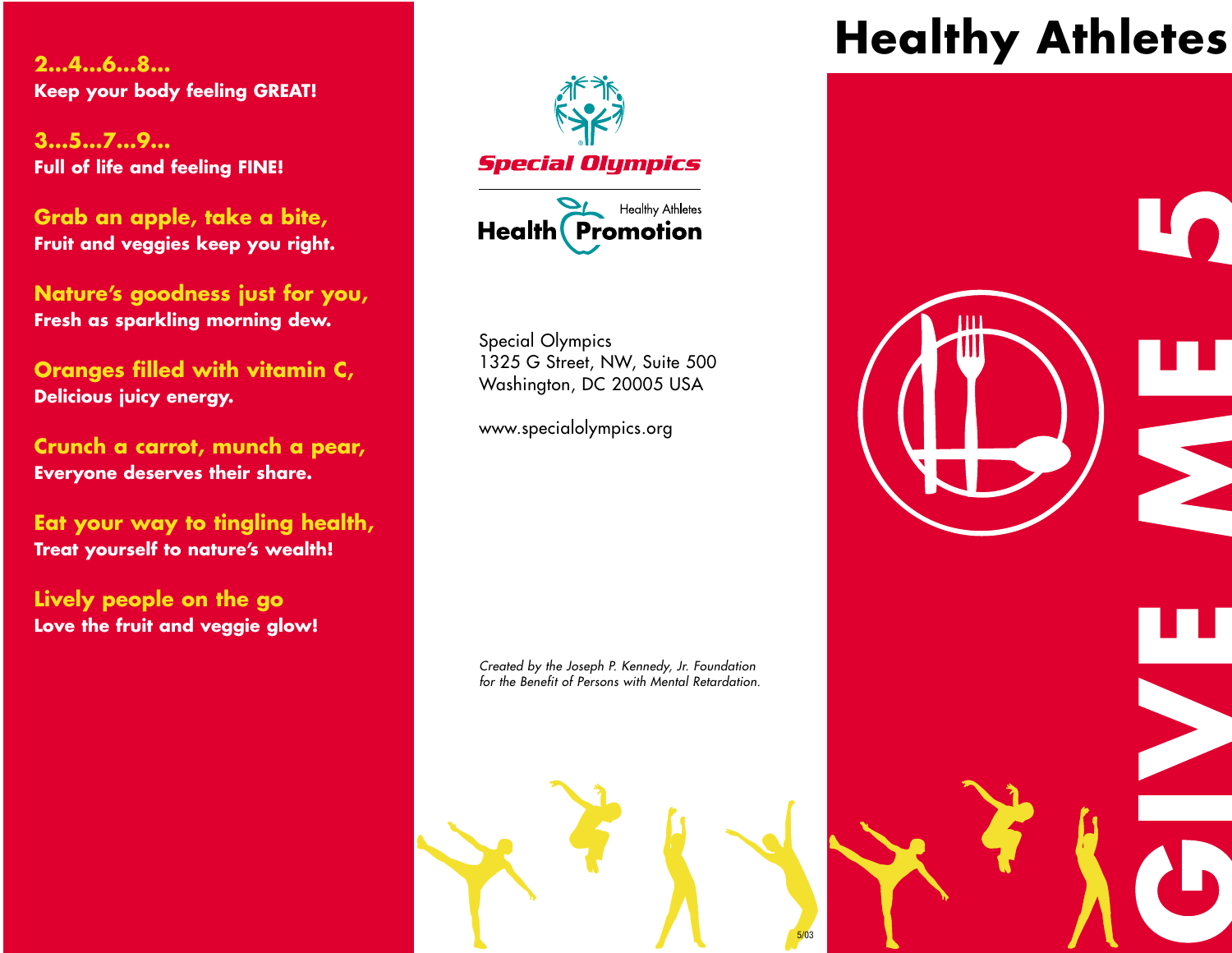**2...4...6...8...**
**Keep your body feeling GREAT!**

**3...5...7...9...**
**Full of life and feeling FINE!**

**Grab an apple, take a bite,**
**Fruit and veggies keep you right.**

**Nature's goodness just for you,**
**Fresh as sparkling morning dew.**

**Oranges filled with vitamin C,**
**Delicious juicy energy.**

**Crunch a carrot, munch a pear,**
**Everyone deserves their share.**

**Eat your way to tingling health,**
**Treat yourself to nature's wealth!**

**Lively people on the go**
**Love the fruit and veggie glow!**

Special Olympics

Healthy Athletes
Health Promotion

Special Olympics
1325 G Street, NW, Suite 500
Washington, DC 20005 USA

www.specialolympics.org

*Created by the Joseph P. Kennedy, Jr. Foundation for the Benefit of Persons with Mental Retardation.*

5/03

# Healthy Athletes

# GIVE ME 5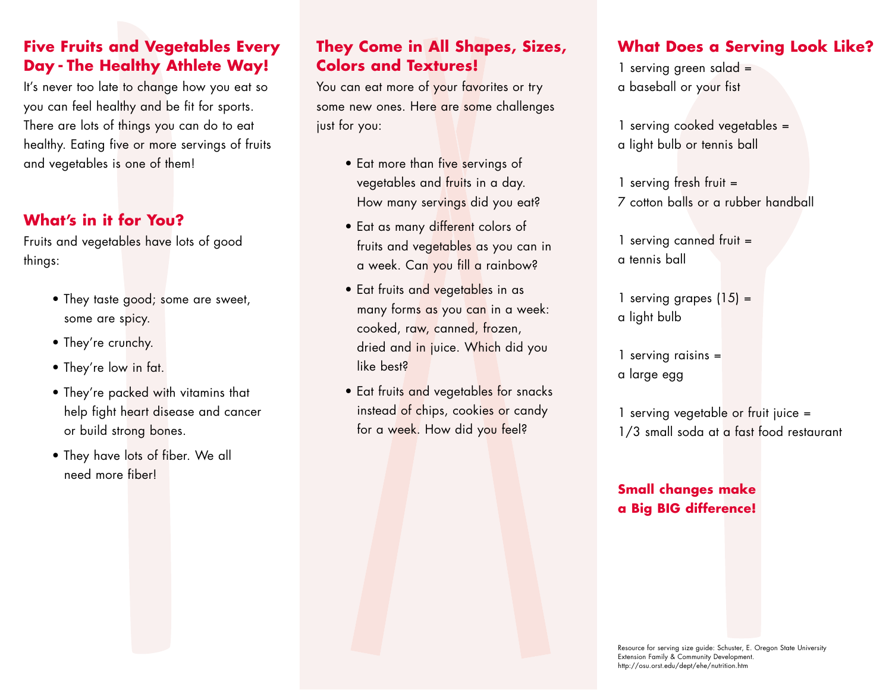## Five Fruits and Vegetables Every Day - The Healthy Athlete Way!

It's never too late to change how you eat so you can feel healthy and be fit for sports. There are lots of things you can do to eat healthy. Eating five or more servings of fruits and vegetables is one of them!

## What's in it for You?

Fruits and vegetables have lots of good things:

- They taste good; some are sweet, some are spicy.
- They're crunchy.
- They're low in fat.
- They're packed with vitamins that help fight heart disease and cancer or build strong bones.
- They have lots of fiber. We all need more fiber!

## They Come in All Shapes, Sizes, Colors and Textures!

You can eat more of your favorites or try some new ones. Here are some challenges just for you:

- Eat more than five servings of vegetables and fruits in a day. How many servings did you eat?
- Eat as many different colors of fruits and vegetables as you can in a week. Can you fill a rainbow?
- Eat fruits and vegetables in as many forms as you can in a week: cooked, raw, canned, frozen, dried and in juice. Which did you like best?
- Eat fruits and vegetables for snacks instead of chips, cookies or candy for a week. How did you feel?

## What Does a Serving Look Like?

1 serving green salad =
a baseball or your fist

1 serving cooked vegetables =
a light bulb or tennis ball

1 serving fresh fruit =
7 cotton balls or a rubber handball

1 serving canned fruit =
a tennis ball

1 serving grapes (15) =
a light bulb

1 serving raisins =
a large egg

1 serving vegetable or fruit juice =
1/3 small soda at a fast food restaurant

**Small changes make a Big BIG difference!**

Resource for serving size guide: Schuster, E. Oregon State University Extension Family & Community Development. http://osu.orst.edu/dept/ehe/nutrition.htm